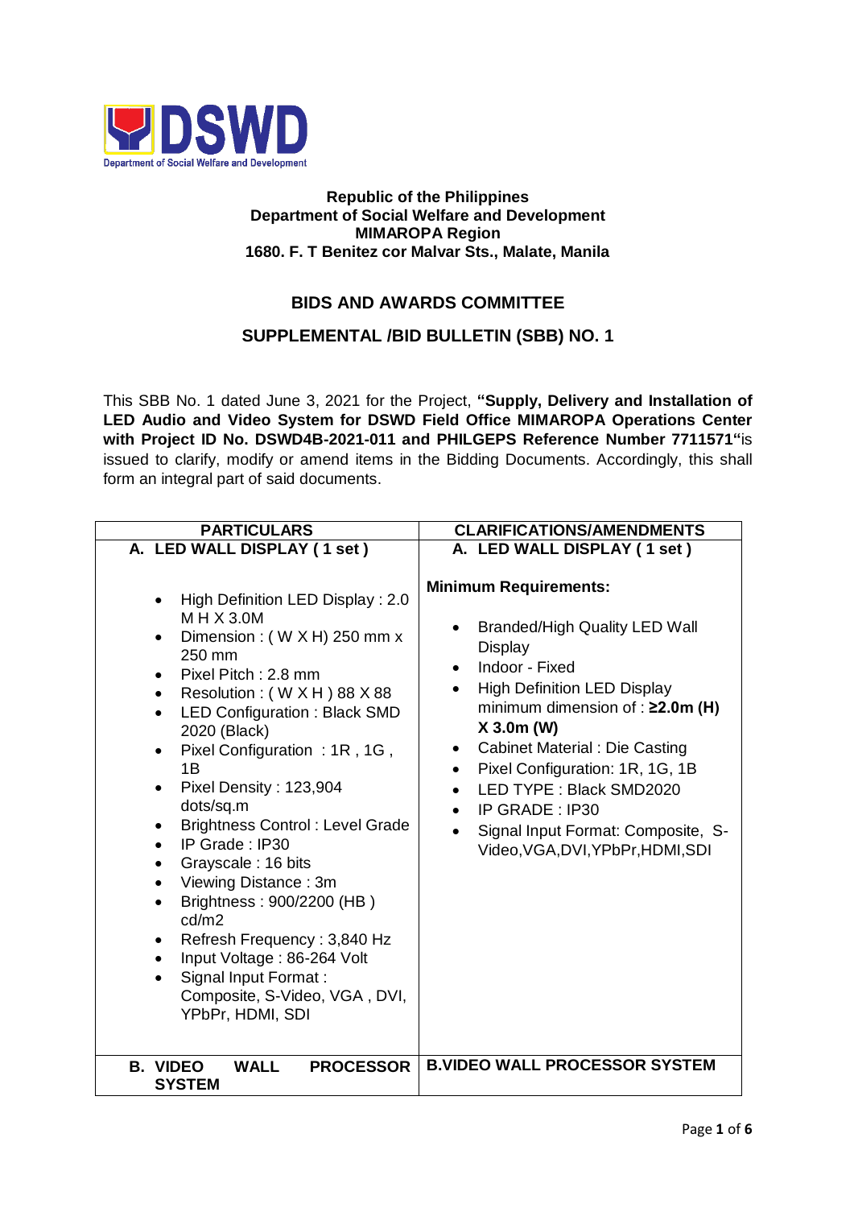DSWD

Department of Social Welfare and Development

**Republic of the Philippines**
**Department of Social Welfare and Development**
**MIMAROPA Region**
**1680. F. T Benitez cor Malvar Sts., Malate, Manila**

## BIDS AND AWARDS COMMITTEE

## SUPPLEMENTAL /BID BULLETIN (SBB) NO. 1

This SBB No. 1 dated June 3, 2021 for the Project, **"Supply, Delivery and Installation of LED Audio and Video System for DSWD Field Office MIMAROPA Operations Center with Project ID No. DSWD4B-2021-011 and PHILGEPS Reference Number 7711571"** is issued to clarify, modify or amend items in the Bidding Documents. Accordingly, this shall form an integral part of said documents.

| PARTICULARS | CLARIFICATIONS/AMENDMENTS |
|---|---|
| **A. LED WALL DISPLAY ( 1 set )**<br><br>• High Definition LED Display : 2.0 M H X 3.0M<br>• Dimension : ( W X H) 250 mm x 250 mm<br>• Pixel Pitch : 2.8 mm<br>• Resolution : ( W X H ) 88 X 88<br>• LED Configuration : Black SMD 2020 (Black)<br>• Pixel Configuration : 1R , 1G , 1B<br>• Pixel Density : 123,904 dots/sq.m<br>• Brightness Control : Level Grade<br>• IP Grade : IP30<br>• Grayscale : 16 bits<br>• Viewing Distance : 3m<br>• Brightness : 900/2200 (HB ) cd/m2<br>• Refresh Frequency : 3,840 Hz<br>• Input Voltage : 86-264 Volt<br>• Signal Input Format : Composite, S-Video, VGA , DVI, YPbPr, HDMI, SDI | **A. LED WALL DISPLAY ( 1 set )**<br><br>**Minimum Requirements:**<br><br>• Branded/High Quality LED Wall Display<br>• Indoor - Fixed<br>• High Definition LED Display minimum dimension of : **≥2.0m (H) X 3.0m (W)**<br>• Cabinet Material : Die Casting<br>• Pixel Configuration: 1R, 1G, 1B<br>• LED TYPE : Black SMD2020<br>• IP GRADE : IP30<br>• Signal Input Format: Composite, S-Video,VGA,DVI,YPbPr,HDMI,SDI |
| **B. VIDEO WALL PROCESSOR SYSTEM** | **B.VIDEO WALL PROCESSOR SYSTEM** |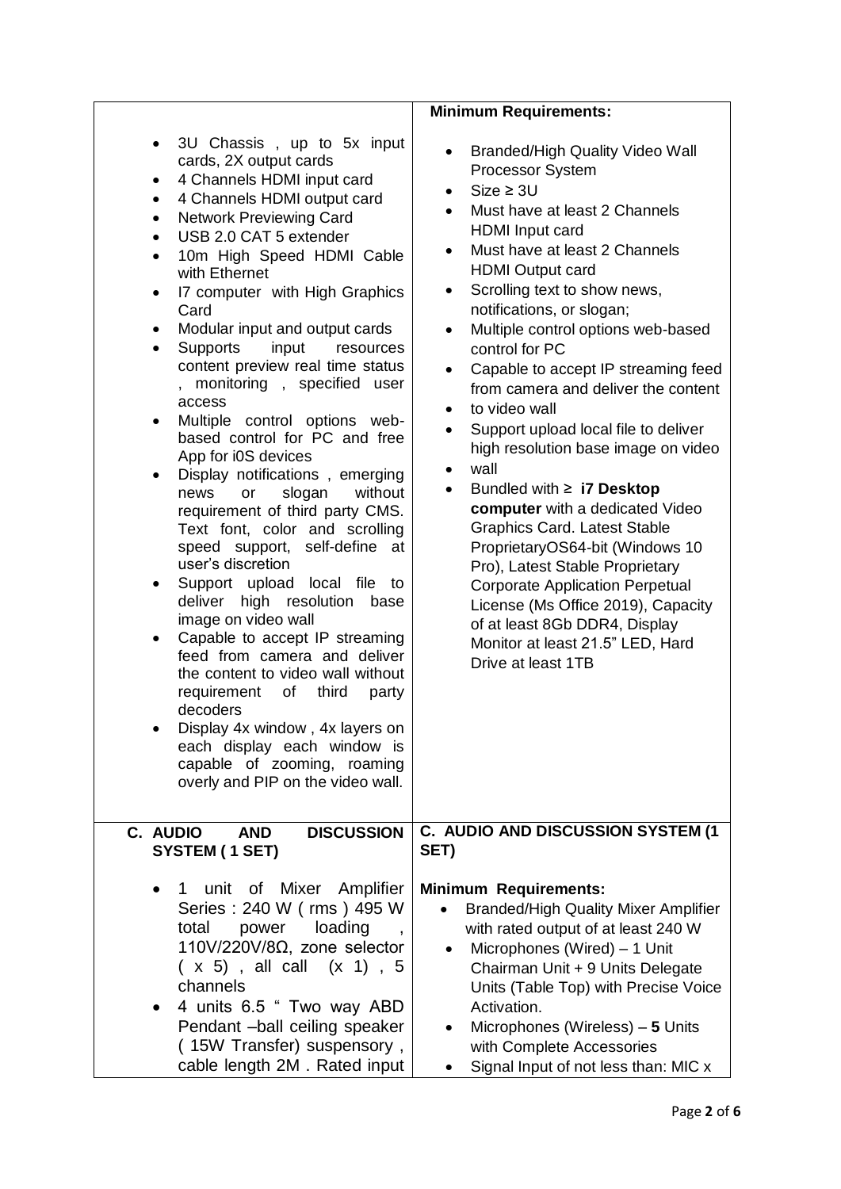| | **Minimum Requirements:** |
|---|---|
| • 3U Chassis , up to 5x input cards, 2X output cards<br>• 4 Channels HDMI input card<br>• 4 Channels HDMI output card<br>• Network Previewing Card<br>• USB 2.0 CAT 5 extender<br>• 10m High Speed HDMI Cable with Ethernet<br>• I7 computer with High Graphics Card<br>• Modular input and output cards<br>• Supports input resources content preview real time status , monitoring , specified user access<br>• Multiple control options web-based control for PC and free App for i0S devices<br>• Display notifications , emerging news or slogan without requirement of third party CMS. Text font, color and scrolling speed support, self-define at user's discretion<br>• Support upload local file to deliver high resolution base image on video wall<br>• Capable to accept IP streaming feed from camera and deliver the content to video wall without requirement of third party decoders<br>• Display 4x window , 4x layers on each display each window is capable of zooming, roaming overly and PIP on the video wall. | • Branded/High Quality Video Wall Processor System<br>• Size ≥ 3U<br>• Must have at least 2 Channels HDMI Input card<br>• Must have at least 2 Channels HDMI Output card<br>• Scrolling text to show news, notifications, or slogan;<br>• Multiple control options web-based control for PC<br>• Capable to accept IP streaming feed from camera and deliver the content<br>• to video wall<br>• Support upload local file to deliver high resolution base image on video<br>• wall<br>• Bundled with ≥ **i7 Desktop computer** with a dedicated Video Graphics Card. Latest Stable ProprietaryOS64-bit (Windows 10 Pro), Latest Stable Proprietary Corporate Application Perpetual License (Ms Office 2019), Capacity of at least 8Gb DDR4, Display Monitor at least 21.5" LED, Hard Drive at least 1TB |
| **C. AUDIO AND DISCUSSION SYSTEM ( 1 SET)**<br><br>• 1 unit of Mixer Amplifier Series : 240 W ( rms ) 495 W total power loading , 110V/220V/8Ω, zone selector ( x 5) , all call (x 1) , 5 channels<br>• 4 units 6.5 " Two way ABD Pendant –ball ceiling speaker ( 15W Transfer) suspensory , cable length 2M . Rated input | **C. AUDIO AND DISCUSSION SYSTEM (1 SET)**<br><br>**Minimum Requirements:**<br>• Branded/High Quality Mixer Amplifier with rated output of at least 240 W<br>• Microphones (Wired) – 1 Unit Chairman Unit + 9 Units Delegate Units (Table Top) with Precise Voice Activation.<br>• Microphones (Wireless) – **5** Units with Complete Accessories<br>• Signal Input of not less than: MIC x |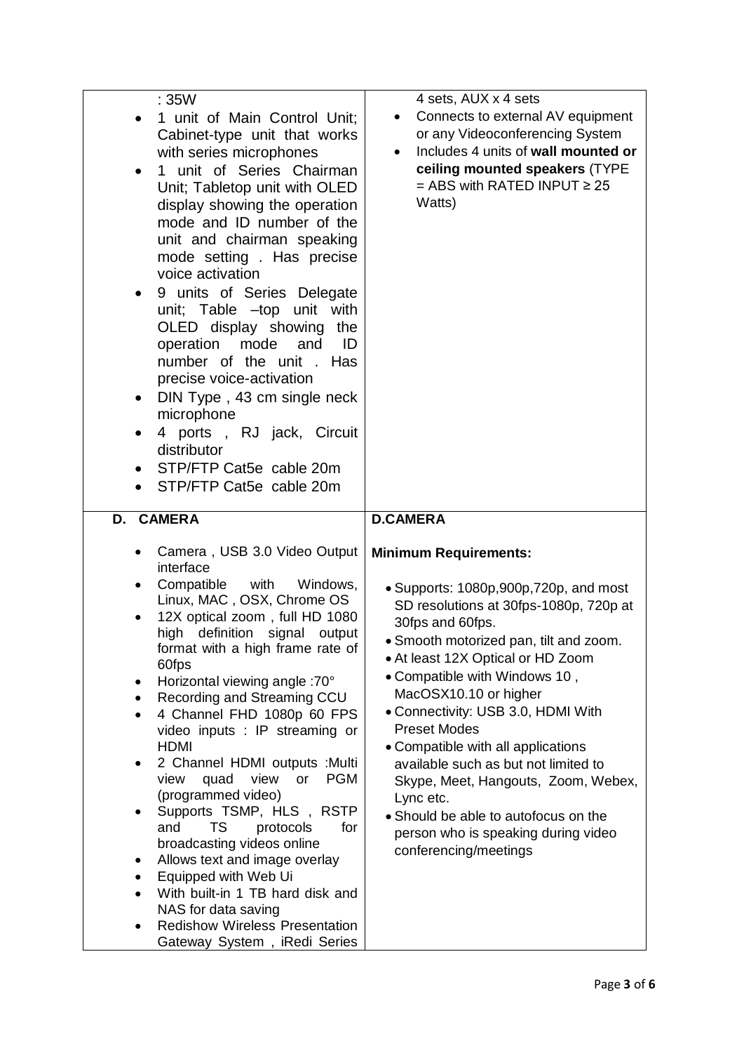| | |
|---|---|
| : 35W<br>• 1 unit of Main Control Unit; Cabinet-type unit that works with series microphones<br>• 1 unit of Series Chairman Unit; Tabletop unit with OLED display showing the operation mode and ID number of the unit and chairman speaking mode setting . Has precise voice activation<br>• 9 units of Series Delegate unit; Table –top unit with OLED display showing the operation mode and ID number of the unit . Has precise voice-activation<br>• DIN Type , 43 cm single neck microphone<br>• 4 ports , RJ jack, Circuit distributor<br>• STP/FTP Cat5e cable 20m<br>• STP/FTP Cat5e cable 20m | 4 sets, AUX x 4 sets<br>• Connects to external AV equipment or any Videoconferencing System<br>• Includes 4 units of **wall mounted or ceiling mounted speakers** (TYPE = ABS with RATED INPUT ≥ 25 Watts) |
| **D. CAMERA**<br><br>• Camera , USB 3.0 Video Output interface<br>• Compatible with Windows, Linux, MAC , OSX, Chrome OS<br>• 12X optical zoom , full HD 1080 high definition signal output format with a high frame rate of 60fps<br>• Horizontal viewing angle :70°<br>• Recording and Streaming CCU<br>• 4 Channel FHD 1080p 60 FPS video inputs : IP streaming or HDMI<br>• 2 Channel HDMI outputs :Multi view quad view or PGM (programmed video)<br>• Supports TSMP, HLS , RSTP and TS protocols for broadcasting videos online<br>• Allows text and image overlay<br>• Equipped with Web Ui<br>• With built-in 1 TB hard disk and NAS for data saving<br>• Redishow Wireless Presentation Gateway System , iRedi Series | **D.CAMERA**<br><br>**Minimum Requirements:**<br><br>• Supports: 1080p,900p,720p, and most SD resolutions at 30fps-1080p, 720p at 30fps and 60fps.<br>• Smooth motorized pan, tilt and zoom.<br>• At least 12X Optical or HD Zoom<br>• Compatible with Windows 10 , MacOSX10.10 or higher<br>• Connectivity: USB 3.0, HDMI With Preset Modes<br>• Compatible with all applications available such as but not limited to Skype, Meet, Hangouts, Zoom, Webex, Lync etc.<br>• Should be able to autofocus on the person who is speaking during video conferencing/meetings |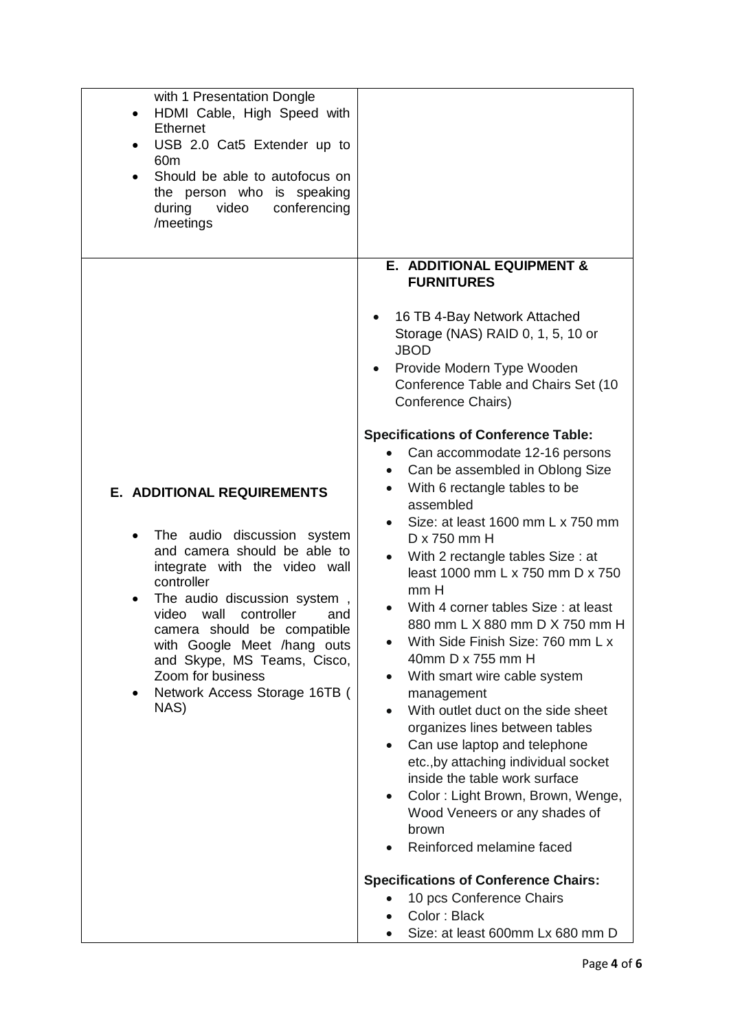| | |
|---|---|
| with 1 Presentation Dongle<br>• HDMI Cable, High Speed with Ethernet<br>• USB 2.0 Cat5 Extender up to 60m<br>• Should be able to autofocus on the person who is speaking during video conferencing /meetings | |
| **E. ADDITIONAL REQUIREMENTS**<br><br>• The audio discussion system and camera should be able to integrate with the video wall controller<br>• The audio discussion system , video wall controller and camera should be compatible with Google Meet /hang outs and Skype, MS Teams, Cisco, Zoom for business<br>• Network Access Storage 16TB ( NAS) | **E. ADDITIONAL EQUIPMENT & FURNITURES**<br><br>• 16 TB 4-Bay Network Attached Storage (NAS) RAID 0, 1, 5, 10 or JBOD<br>• Provide Modern Type Wooden Conference Table and Chairs Set (10 Conference Chairs)<br><br>**Specifications of Conference Table:**<br>• Can accommodate 12-16 persons<br>• Can be assembled in Oblong Size<br>• With 6 rectangle tables to be assembled<br>• Size: at least 1600 mm L x 750 mm D x 750 mm H<br>• With 2 rectangle tables Size : at least 1000 mm L x 750 mm D x 750 mm H<br>• With 4 corner tables Size : at least 880 mm L X 880 mm D X 750 mm H<br>• With Side Finish Size: 760 mm L x 40mm D x 755 mm H<br>• With smart wire cable system management<br>• With outlet duct on the side sheet organizes lines between tables<br>• Can use laptop and telephone etc.,by attaching individual socket inside the table work surface<br>• Color : Light Brown, Brown, Wenge, Wood Veneers or any shades of brown<br>• Reinforced melamine faced<br><br>**Specifications of Conference Chairs:**<br>• 10 pcs Conference Chairs<br>• Color : Black<br>• Size: at least 600mm Lx 680 mm D |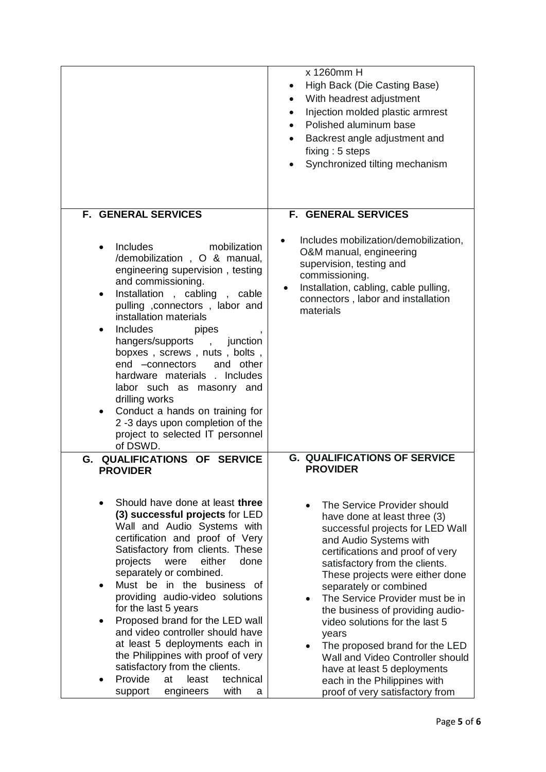| | |
|---|---|
| | x 1260mm H<br>• High Back (Die Casting Base)<br>• With headrest adjustment<br>• Injection molded plastic armrest<br>• Polished aluminum base<br>• Backrest angle adjustment and fixing : 5 steps<br>• Synchronized tilting mechanism |
| **F. GENERAL SERVICES**<br><br>• Includes mobilization /demobilization , O & manual, engineering supervision , testing and commissioning.<br>• Installation , cabling , cable pulling ,connectors , labor and installation materials<br>• Includes pipes , hangers/supports , junction bopxes , screws , nuts , bolts , end –connectors and other hardware materials . Includes labor such as masonry and drilling works<br>• Conduct a hands on training for 2 -3 days upon completion of the project to selected IT personnel of DSWD. | **F. GENERAL SERVICES**<br><br>• Includes mobilization/demobilization, O&M manual, engineering supervision, testing and commissioning.<br>• Installation, cabling, cable pulling, connectors , labor and installation materials |
| **G. QUALIFICATIONS OF SERVICE PROVIDER**<br><br>• Should have done at least **three (3) successful projects** for LED Wall and Audio Systems with certification and proof of Very Satisfactory from clients. These projects were either done separately or combined.<br>• Must be in the business of providing audio-video solutions for the last 5 years<br>• Proposed brand for the LED wall and video controller should have at least 5 deployments each in the Philippines with proof of very satisfactory from the clients.<br>• Provide at least technical support engineers with a | **G. QUALIFICATIONS OF SERVICE PROVIDER**<br><br>• The Service Provider should have done at least three (3) successful projects for LED Wall and Audio Systems with certifications and proof of very satisfactory from the clients. These projects were either done separately or combined<br>• The Service Provider must be in the business of providing audio-video solutions for the last 5 years<br>• The proposed brand for the LED Wall and Video Controller should have at least 5 deployments each in the Philippines with proof of very satisfactory from |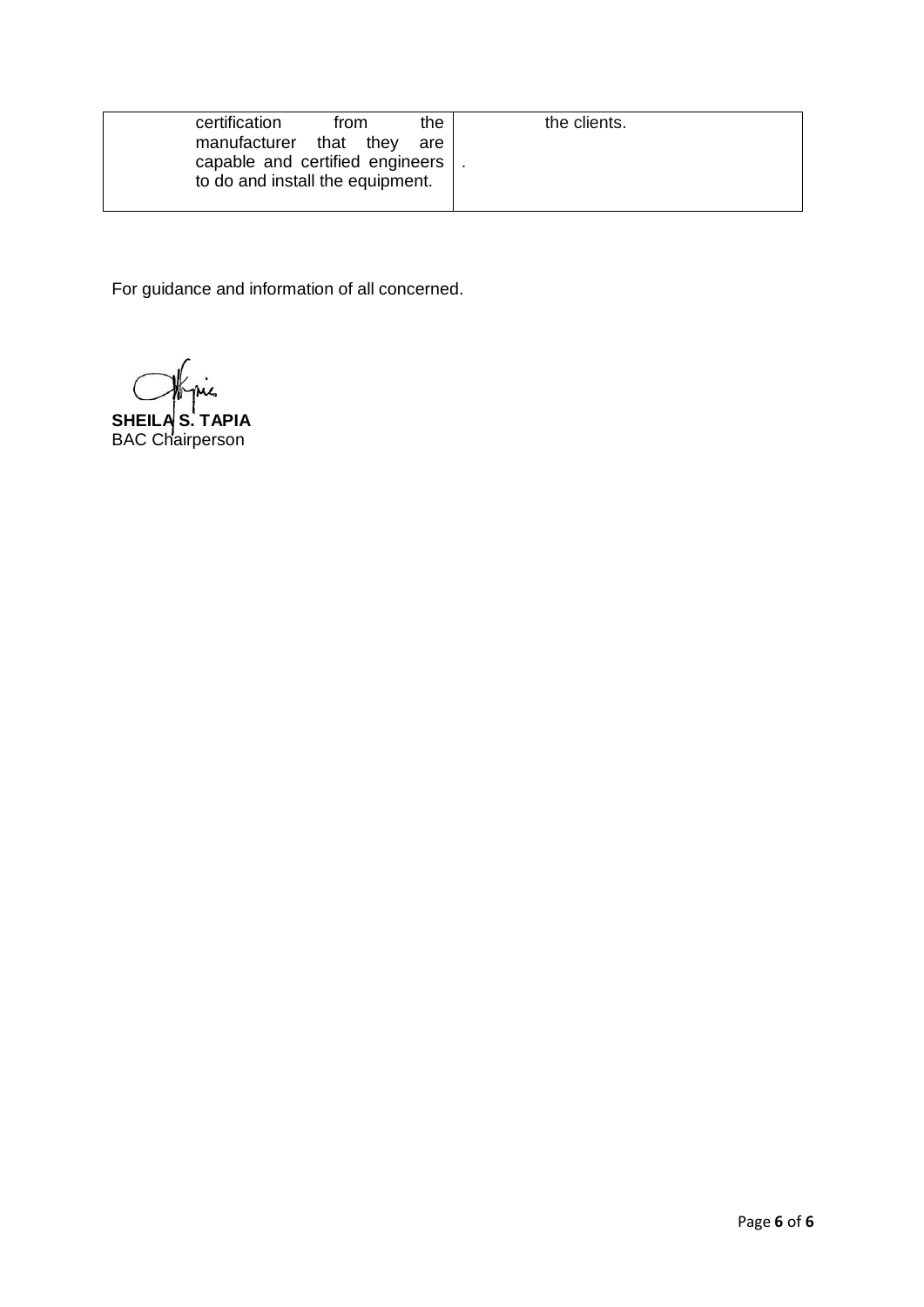| | |
|---|---|
| certification from the manufacturer that they are capable and certified engineers to do and install the equipment. | the clients.<br>. |

For guidance and information of all concerned.

**SHEILA S. TAPIA**
BAC Chairperson